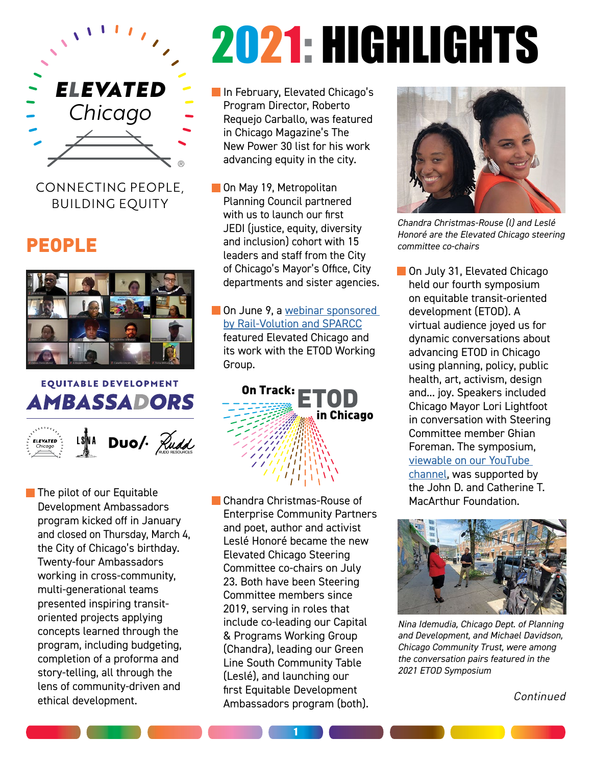# 2021: HIGHLIGHTS

ELEVATED Chicago

CONNECTING PEOPLE, BUILDING EQUITY

## PEOPLE

EQUITABLE DEVELOPMENT AMBASSADORS

- The pilot of our Equitable Development Ambassadors program kicked off in January and closed on Thursday, March 4, the City of Chicago's birthday. Twenty-four Ambassadors working in cross-community, multi-generational teams presented inspiring transit-oriented projects applying concepts learned through the program, including budgeting, completion of a proforma and story-telling, all through the lens of community-driven and ethical development.

- In February, Elevated Chicago's Program Director, Roberto Requejo Carballo, was featured in Chicago Magazine's The New Power 30 list for his work advancing equity in the city.

- On May 19, Metropolitan Planning Council partnered with us to launch our first JEDI (justice, equity, diversity and inclusion) cohort with 15 leaders and staff from the City of Chicago's Mayor's Office, City departments and sister agencies.

- On June 9, a webinar sponsored by Rail-Volution and SPARCC featured Elevated Chicago and its work with the ETOD Working Group.

On Track: ETOD in Chicago

- Chandra Christmas-Rouse of Enterprise Community Partners and poet, author and activist Leslé Honoré became the new Elevated Chicago Steering Committee co-chairs on July 23. Both have been Steering Committee members since 2019, serving in roles that include co-leading our Capital & Programs Working Group (Chandra), leading our Green Line South Community Table (Leslé), and launching our first Equitable Development Ambassadors program (both).

*Chandra Christmas-Rouse (l) and Leslé Honoré are the Elevated Chicago steering committee co-chairs*

- On July 31, Elevated Chicago held our fourth symposium on equitable transit-oriented development (ETOD). A virtual audience joyed us for dynamic conversations about advancing ETOD in Chicago using planning, policy, public health, art, activism, design and... joy. Speakers included Chicago Mayor Lori Lightfoot in conversation with Steering Committee member Ghian Foreman. The symposium, viewable on our YouTube channel, was supported by the John D. and Catherine T. MacArthur Foundation.

*Nina Idemudia, Chicago Dept. of Planning and Development, and Michael Davidson, Chicago Community Trust, were among the conversation pairs featured in the 2021 ETOD Symposium*

Continued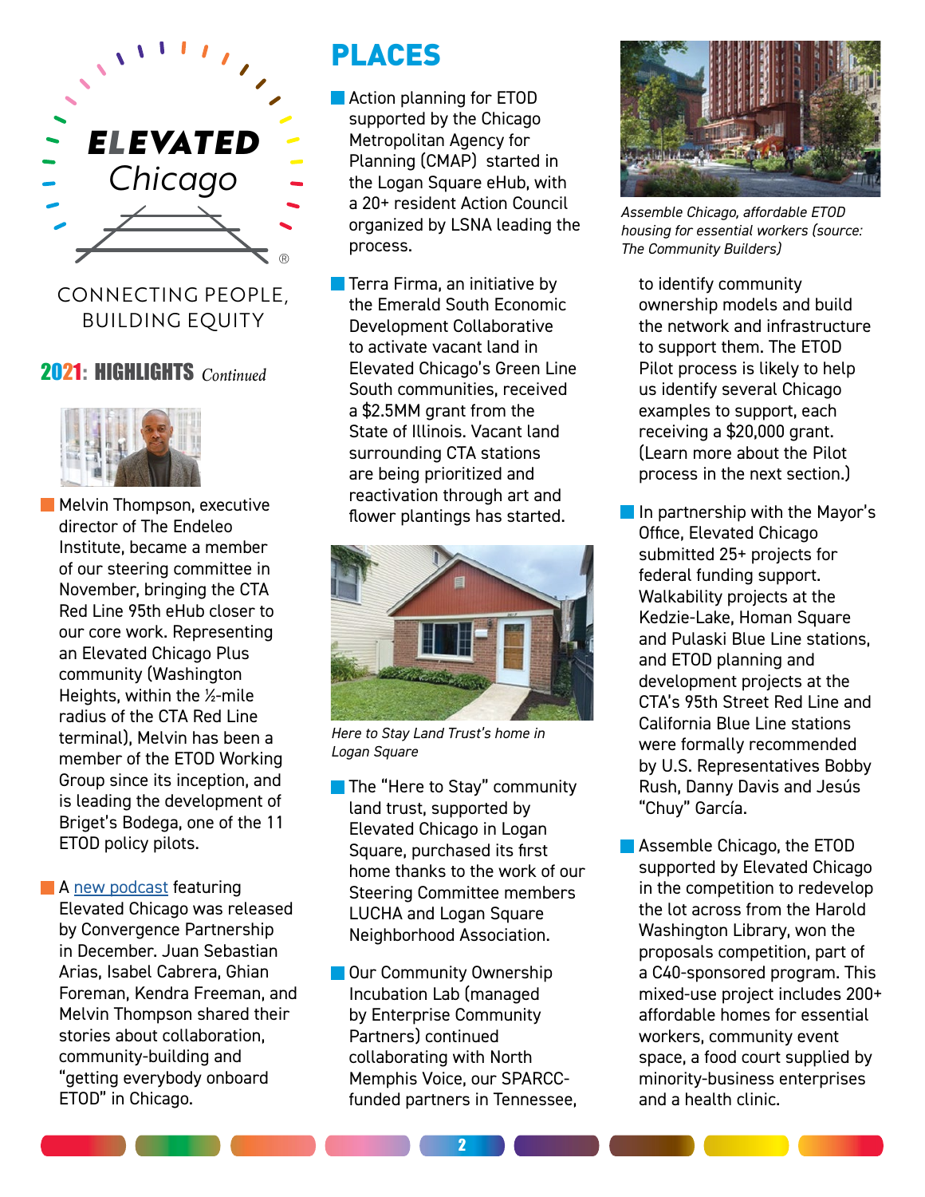ELEVATED Chicago

CONNECTING PEOPLE, BUILDING EQUITY

## 2021: HIGHLIGHTS *Continued*

- Melvin Thompson, executive director of The Endeleo Institute, became a member of our steering committee in November, bringing the CTA Red Line 95th eHub closer to our core work. Representing an Elevated Chicago Plus community (Washington Heights, within the ½-mile radius of the CTA Red Line terminal), Melvin has been a member of the ETOD Working Group since its inception, and is leading the development of Briget's Bodega, one of the 11 ETOD policy pilots.

- A new podcast featuring Elevated Chicago was released by Convergence Partnership in December. Juan Sebastian Arias, Isabel Cabrera, Ghian Foreman, Kendra Freeman, and Melvin Thompson shared their stories about collaboration, community-building and "getting everybody onboard ETOD" in Chicago.

## PLACES

- Action planning for ETOD supported by the Chicago Metropolitan Agency for Planning (CMAP) started in the Logan Square eHub, with a 20+ resident Action Council organized by LSNA leading the process.

- Terra Firma, an initiative by the Emerald South Economic Development Collaborative to activate vacant land in Elevated Chicago's Green Line South communities, received a $2.5MM grant from the State of Illinois. Vacant land surrounding CTA stations are being prioritized and reactivation through art and flower plantings has started.

*Here to Stay Land Trust's home in Logan Square*

- The "Here to Stay" community land trust, supported by Elevated Chicago in Logan Square, purchased its first home thanks to the work of our Steering Committee members LUCHA and Logan Square Neighborhood Association.

- Our Community Ownership Incubation Lab (managed by Enterprise Community Partners) continued collaborating with North Memphis Voice, our SPARCC-funded partners in Tennessee, to identify community ownership models and build the network and infrastructure to support them. The ETOD Pilot process is likely to help us identify several Chicago examples to support, each receiving a $20,000 grant. (Learn more about the Pilot process in the next section.)

*Assemble Chicago, affordable ETOD housing for essential workers (source: The Community Builders)*

- In partnership with the Mayor's Office, Elevated Chicago submitted 25+ projects for federal funding support. Walkability projects at the Kedzie-Lake, Homan Square and Pulaski Blue Line stations, and ETOD planning and development projects at the CTA's 95th Street Red Line and California Blue Line stations were formally recommended by U.S. Representatives Bobby Rush, Danny Davis and Jesús "Chuy" García.

- Assemble Chicago, the ETOD supported by Elevated Chicago in the competition to redevelop the lot across from the Harold Washington Library, won the proposals competition, part of a C40-sponsored program. This mixed-use project includes 200+ affordable homes for essential workers, community event space, a food court supplied by minority-business enterprises and a health clinic.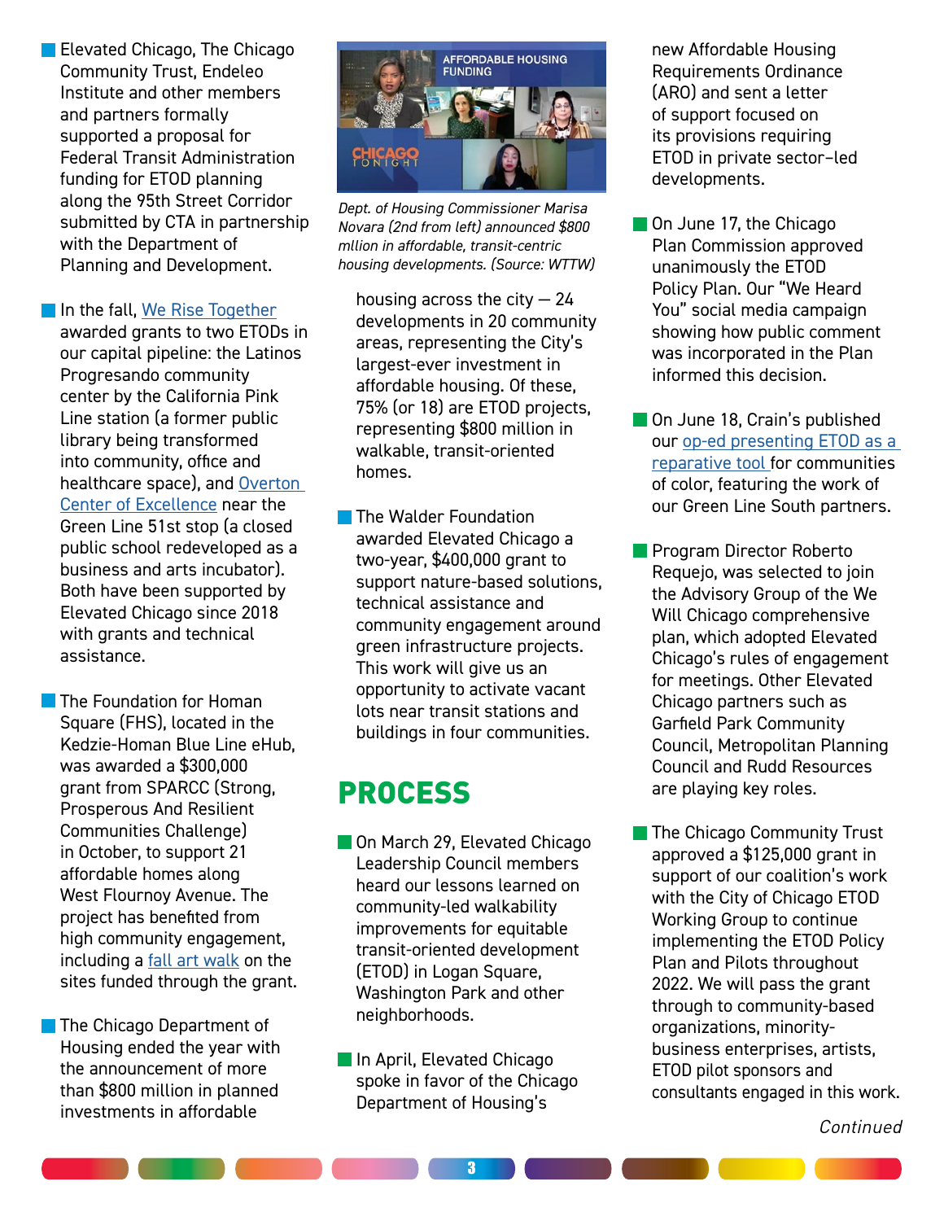- Elevated Chicago, The Chicago Community Trust, Endeleo Institute and other members and partners formally supported a proposal for Federal Transit Administration funding for ETOD planning along the 95th Street Corridor submitted by CTA in partnership with the Department of Planning and Development.

- In the fall, We Rise Together awarded grants to two ETODs in our capital pipeline: the Latinos Progresando community center by the California Pink Line station (a former public library being transformed into community, office and healthcare space), and Overton Center of Excellence near the Green Line 51st stop (a closed public school redeveloped as a business and arts incubator). Both have been supported by Elevated Chicago since 2018 with grants and technical assistance.

- The Foundation for Homan Square (FHS), located in the Kedzie-Homan Blue Line eHub, was awarded a $300,000 grant from SPARCC (Strong, Prosperous And Resilient Communities Challenge) in October, to support 21 affordable homes along West Flournoy Avenue. The project has benefited from high community engagement, including a fall art walk on the sites funded through the grant.

- The Chicago Department of Housing ended the year with the announcement of more than $800 million in planned investments in affordable housing across the city — 24 developments in 20 community areas, representing the City's largest-ever investment in affordable housing. Of these, 75% (or 18) are ETOD projects, representing $800 million in walkable, transit-oriented homes.

*Dept. of Housing Commissioner Marisa Novara (2nd from left) announced $800 mllion in affordable, transit-centric housing developments. (Source: WTTW)*

- The Walder Foundation awarded Elevated Chicago a two-year, $400,000 grant to support nature-based solutions, technical assistance and community engagement around green infrastructure projects. This work will give us an opportunity to activate vacant lots near transit stations and buildings in four communities.

## PROCESS

- On March 29, Elevated Chicago Leadership Council members heard our lessons learned on community-led walkability improvements for equitable transit-oriented development (ETOD) in Logan Square, Washington Park and other neighborhoods.

- In April, Elevated Chicago spoke in favor of the Chicago Department of Housing's new Affordable Housing Requirements Ordinance (ARO) and sent a letter of support focused on its provisions requiring ETOD in private sector–led developments.

- On June 17, the Chicago Plan Commission approved unanimously the ETOD Policy Plan. Our "We Heard You" social media campaign showing how public comment was incorporated in the Plan informed this decision.

- On June 18, Crain's published our op-ed presenting ETOD as a reparative tool for communities of color, featuring the work of our Green Line South partners.

- Program Director Roberto Requejo, was selected to join the Advisory Group of the We Will Chicago comprehensive plan, which adopted Elevated Chicago's rules of engagement for meetings. Other Elevated Chicago partners such as Garfield Park Community Council, Metropolitan Planning Council and Rudd Resources are playing key roles.

- The Chicago Community Trust approved a $125,000 grant in support of our coalition's work with the City of Chicago ETOD Working Group to continue implementing the ETOD Policy Plan and Pilots throughout 2022. We will pass the grant through to community-based organizations, minority-business enterprises, artists, ETOD pilot sponsors and consultants engaged in this work.

*Continued*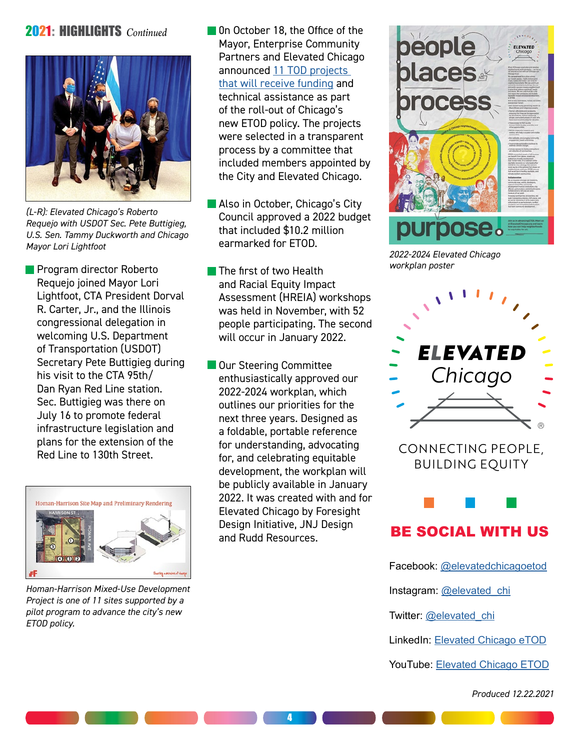## 2021: HIGHLIGHTS *Continued*

*(L-R): Elevated Chicago's Roberto Requejo with USDOT Sec. Pete Buttigieg, U.S. Sen. Tammy Duckworth and Chicago Mayor Lori Lightfoot*

- Program director Roberto Requejo joined Mayor Lori Lightfoot, CTA President Dorval R. Carter, Jr., and the Illinois congressional delegation in welcoming U.S. Department of Transportation (USDOT) Secretary Pete Buttigieg during his visit to the CTA 95th/ Dan Ryan Red Line station. Sec. Buttigieg was there on July 16 to promote federal infrastructure legislation and plans for the extension of the Red Line to 130th Street.

*Homan-Harrison Mixed-Use Development Project is one of 11 sites supported by a pilot program to advance the city's new ETOD policy.*

- On October 18, the Office of the Mayor, Enterprise Community Partners and Elevated Chicago announced 11 TOD projects that will receive funding and technical assistance as part of the roll-out of Chicago's new ETOD policy. The projects were selected in a transparent process by a committee that included members appointed by the City and Elevated Chicago.
- Also in October, Chicago's City Council approved a 2022 budget that included $10.2 million earmarked for ETOD.
- The first of two Health and Racial Equity Impact Assessment (HREIA) workshops was held in November, with 52 people participating. The second will occur in January 2022.
- Our Steering Committee enthusiastically approved our 2022-2024 workplan, which outlines our priorities for the next three years. Designed as a foldable, portable reference for understanding, advocating for, and celebrating equitable development, the workplan will be publicly available in January 2022. It was created with and for Elevated Chicago by Foresight Design Initiative, JNJ Design and Rudd Resources.

*2022-2024 Elevated Chicago workplan poster*

ELEVATED Chicago

CONNECTING PEOPLE, BUILDING EQUITY

## BE SOCIAL WITH US

Facebook: @elevatedchicagoetod

Instagram: @elevated_chi

Twitter: @elevated_chi

LinkedIn: Elevated Chicago eTOD

YouTube: Elevated Chicago ETOD

*Produced 12.22.2021*